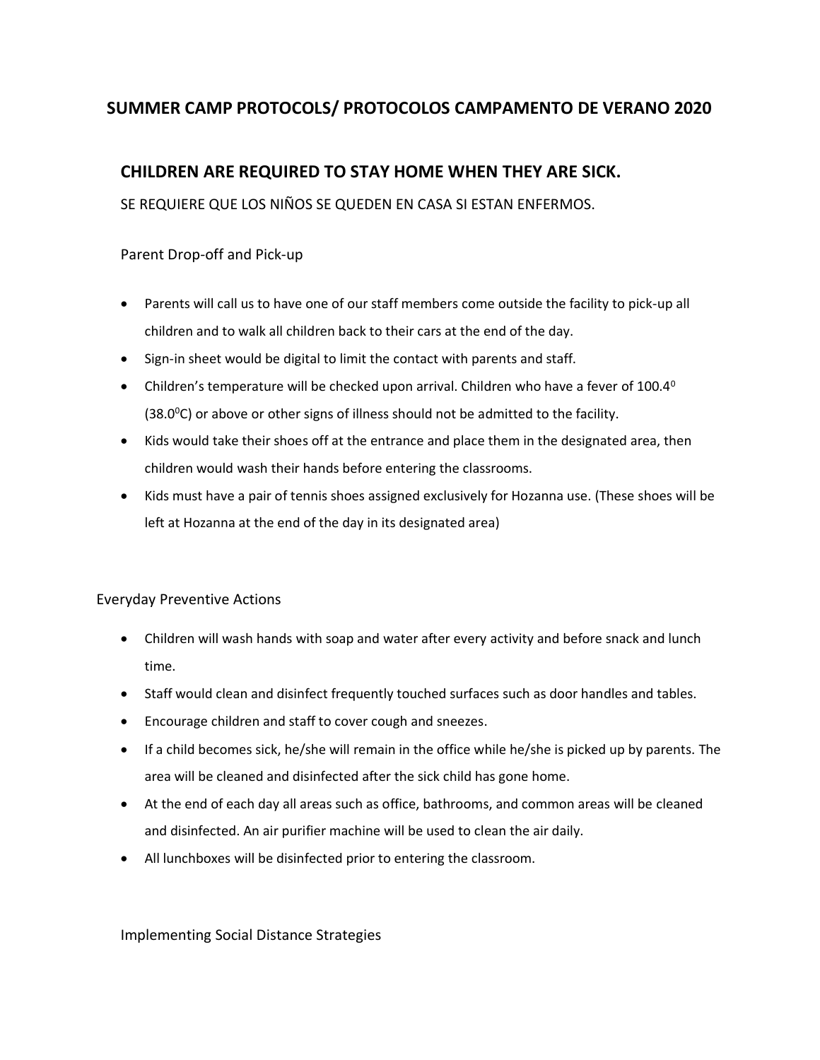## SUMMER CAMP PROTOCOLS/ PROTOCOLOS CAMPAMENTO DE VERANO 2020

### CHILDREN ARE REQUIRED TO STAY HOME WHEN THEY ARE SICK.

SE REQUIERE QUE LOS NIÑOS SE QUEDEN EN CASA SI ESTAN ENFERMOS.

Parent Drop-off and Pick-up

- Parents will call us to have one of our staff members come outside the facility to pick-up all children and to walk all children back to their cars at the end of the day.
- Sign-in sheet would be digital to limit the contact with parents and staff.
- Children's temperature will be checked upon arrival. Children who have a fever of $100.4^0$ ($38.0^0$C) or above or other signs of illness should not be admitted to the facility.
- Kids would take their shoes off at the entrance and place them in the designated area, then children would wash their hands before entering the classrooms.
- Kids must have a pair of tennis shoes assigned exclusively for Hozanna use. (These shoes will be left at Hozanna at the end of the day in its designated area)

Everyday Preventive Actions

- Children will wash hands with soap and water after every activity and before snack and lunch time.
- Staff would clean and disinfect frequently touched surfaces such as door handles and tables.
- Encourage children and staff to cover cough and sneezes.
- If a child becomes sick, he/she will remain in the office while he/she is picked up by parents. The area will be cleaned and disinfected after the sick child has gone home.
- At the end of each day all areas such as office, bathrooms, and common areas will be cleaned and disinfected. An air purifier machine will be used to clean the air daily.
- All lunchboxes will be disinfected prior to entering the classroom.

Implementing Social Distance Strategies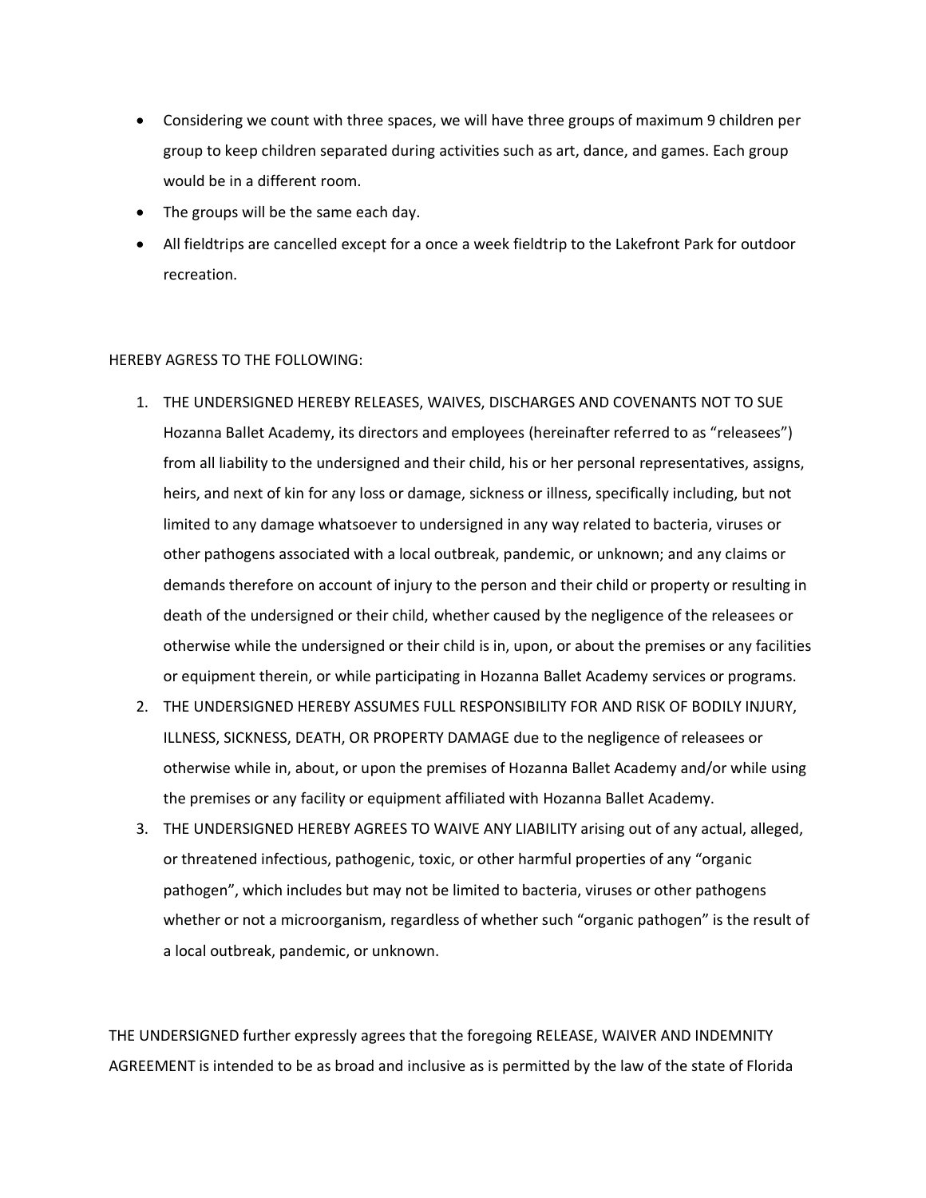- Considering we count with three spaces, we will have three groups of maximum 9 children per group to keep children separated during activities such as art, dance, and games. Each group would be in a different room.
- The groups will be the same each day.
- All fieldtrips are cancelled except for a once a week fieldtrip to the Lakefront Park for outdoor recreation.

HEREBY AGRESS TO THE FOLLOWING:

1. THE UNDERSIGNED HEREBY RELEASES, WAIVES, DISCHARGES AND COVENANTS NOT TO SUE Hozanna Ballet Academy, its directors and employees (hereinafter referred to as "releasees") from all liability to the undersigned and their child, his or her personal representatives, assigns, heirs, and next of kin for any loss or damage, sickness or illness, specifically including, but not limited to any damage whatsoever to undersigned in any way related to bacteria, viruses or other pathogens associated with a local outbreak, pandemic, or unknown; and any claims or demands therefore on account of injury to the person and their child or property or resulting in death of the undersigned or their child, whether caused by the negligence of the releasees or otherwise while the undersigned or their child is in, upon, or about the premises or any facilities or equipment therein, or while participating in Hozanna Ballet Academy services or programs.
2. THE UNDERSIGNED HEREBY ASSUMES FULL RESPONSIBILITY FOR AND RISK OF BODILY INJURY, ILLNESS, SICKNESS, DEATH, OR PROPERTY DAMAGE due to the negligence of releasees or otherwise while in, about, or upon the premises of Hozanna Ballet Academy and/or while using the premises or any facility or equipment affiliated with Hozanna Ballet Academy.
3. THE UNDERSIGNED HEREBY AGREES TO WAIVE ANY LIABILITY arising out of any actual, alleged, or threatened infectious, pathogenic, toxic, or other harmful properties of any "organic pathogen", which includes but may not be limited to bacteria, viruses or other pathogens whether or not a microorganism, regardless of whether such "organic pathogen" is the result of a local outbreak, pandemic, or unknown.

THE UNDERSIGNED further expressly agrees that the foregoing RELEASE, WAIVER AND INDEMNITY AGREEMENT is intended to be as broad and inclusive as is permitted by the law of the state of Florida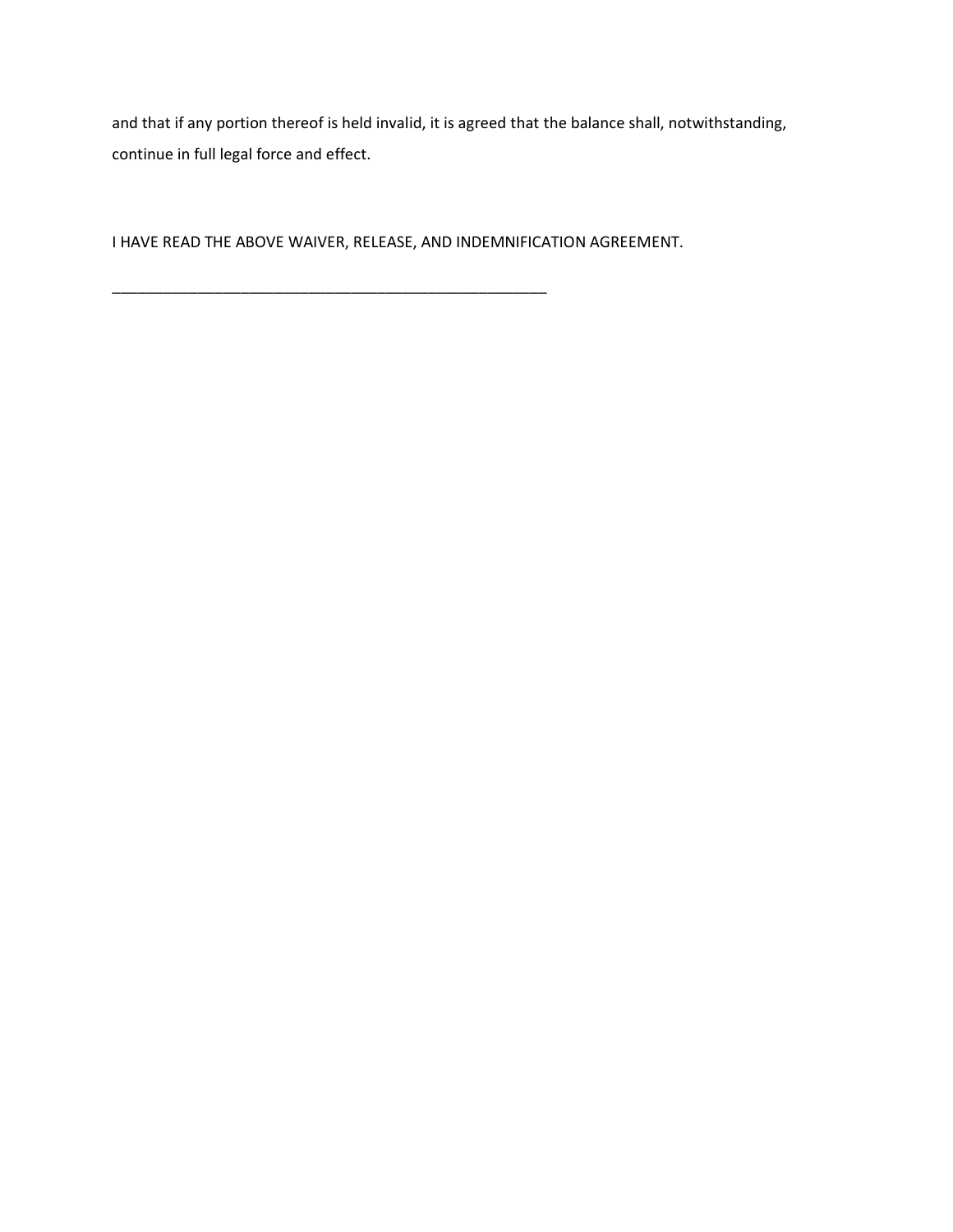and that if any portion thereof is held invalid, it is agreed that the balance shall, notwithstanding, continue in full legal force and effect.

I HAVE READ THE ABOVE WAIVER, RELEASE, AND INDEMNIFICATION AGREEMENT.

_______________________________________________________